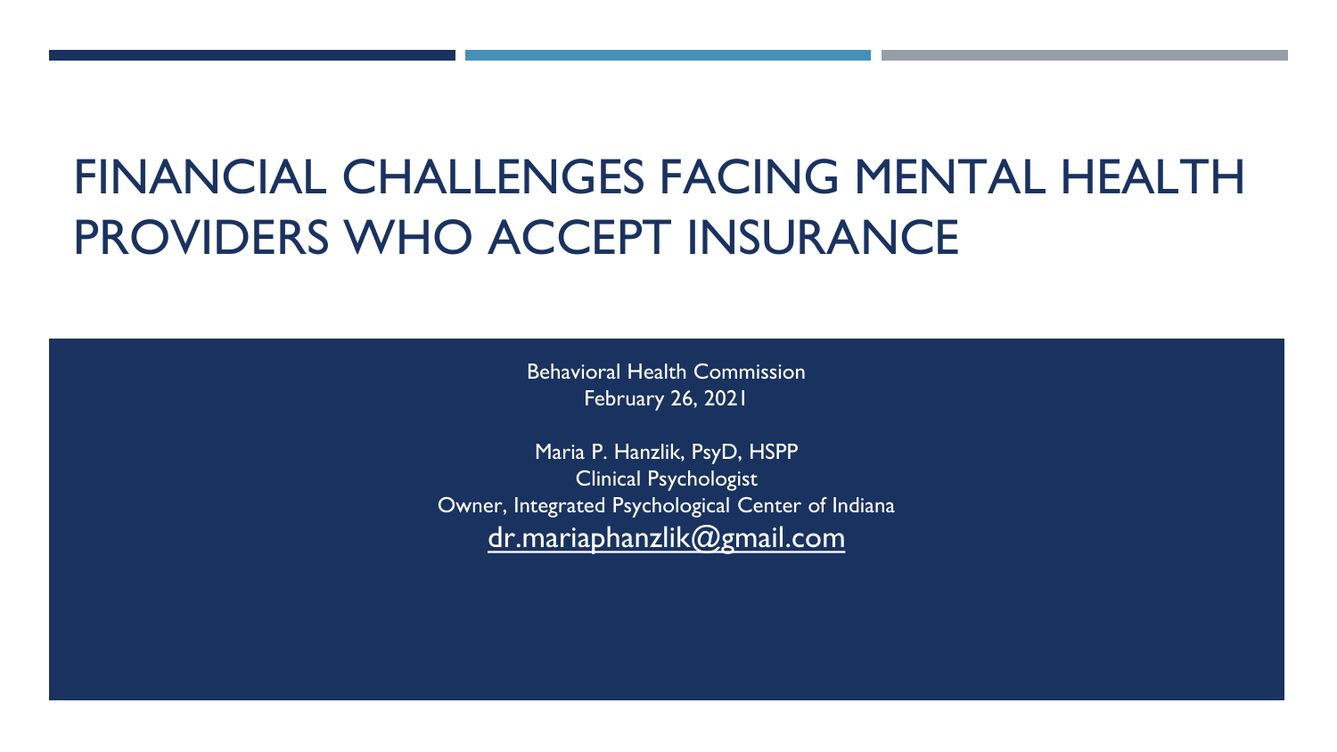# FINANCIAL CHALLENGES FACING MENTAL HEALTH PROVIDERS WHO ACCEPT INSURANCE

Behavioral Health Commission
February 26, 2021

Maria P. Hanzlik, PsyD, HSPP
Clinical Psychologist
Owner, Integrated Psychological Center of Indiana
dr.mariaphanzlik@gmail.com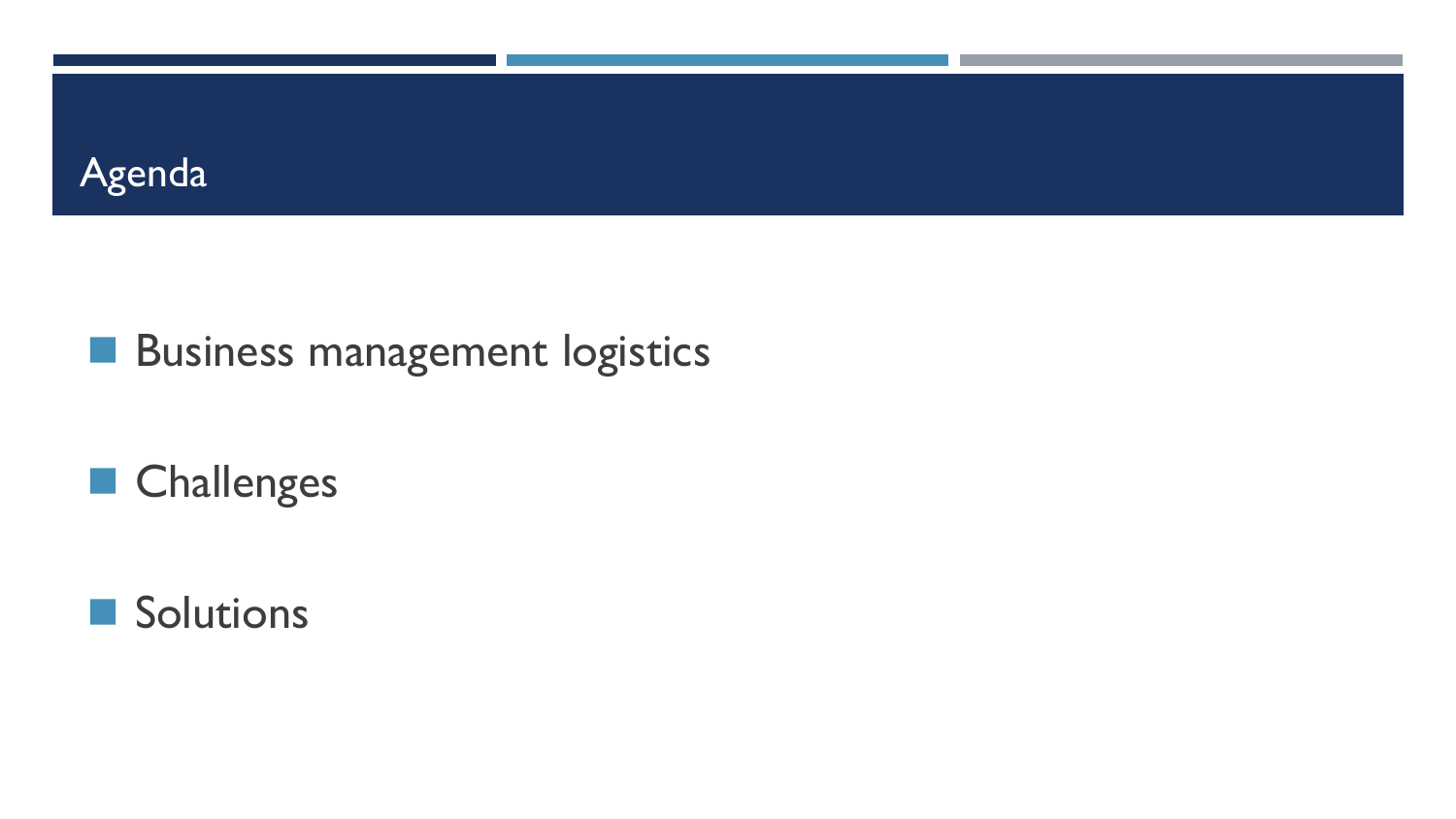# Agenda

- Business management logistics
- Challenges
- Solutions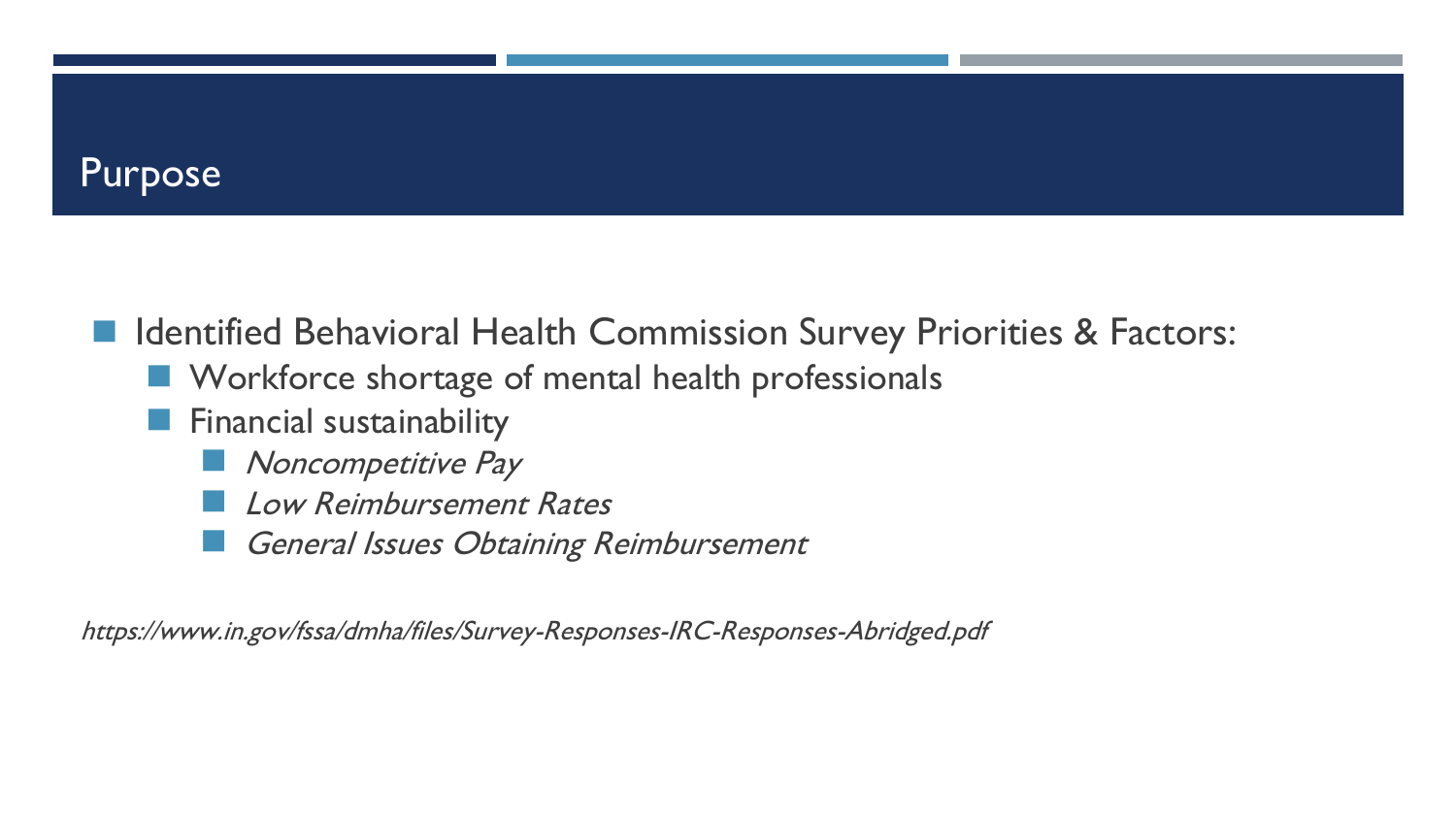# Purpose

- Identified Behavioral Health Commission Survey Priorities & Factors:
  - Workforce shortage of mental health professionals
  - Financial sustainability
    - *Noncompetitive Pay*
    - *Low Reimbursement Rates*
    - *General Issues Obtaining Reimbursement*

*https://www.in.gov/fssa/dmha/files/Survey-Responses-IRC-Responses-Abridged.pdf*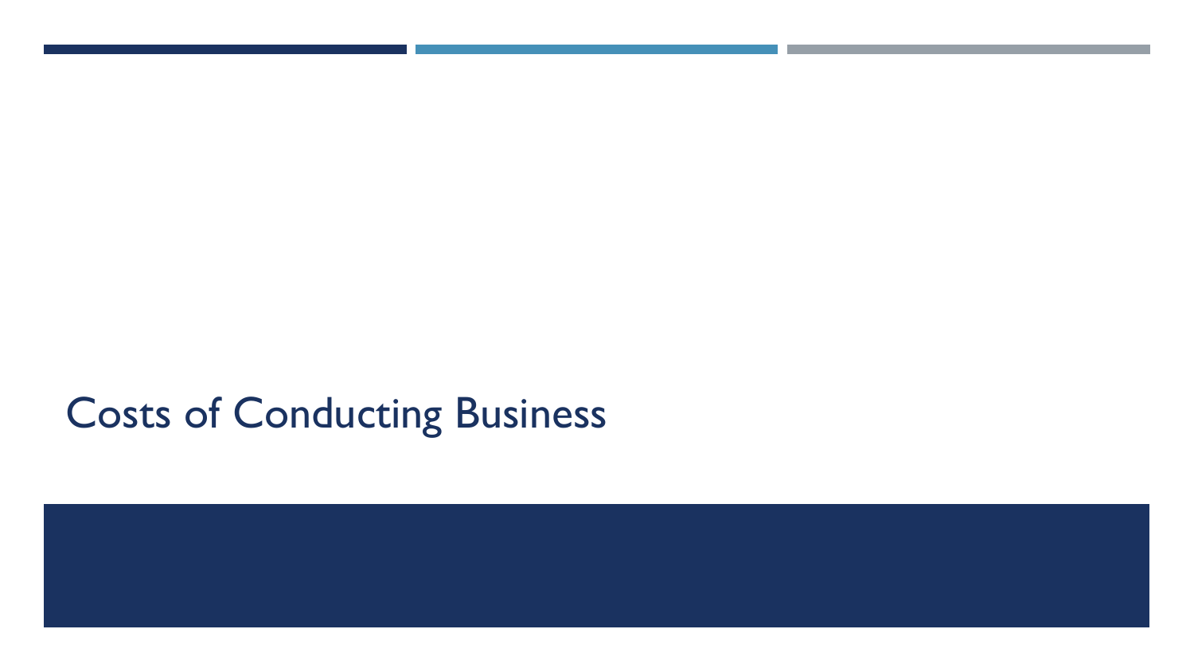# Costs of Conducting Business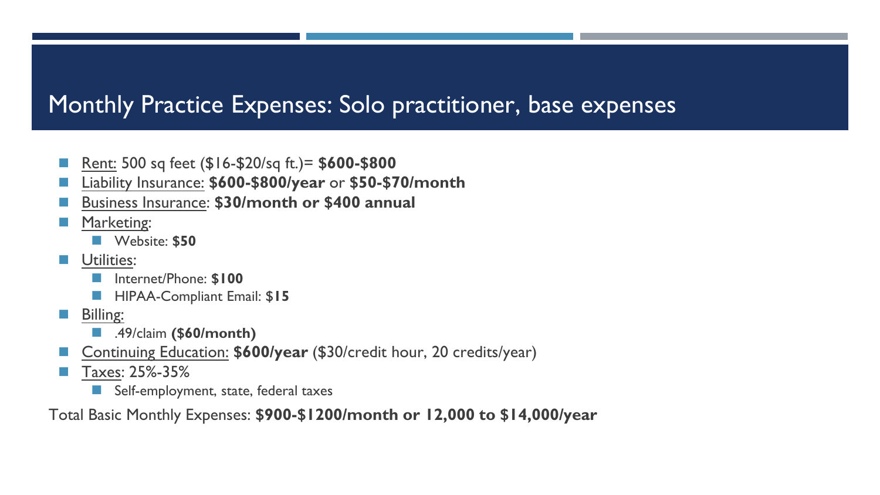# Monthly Practice Expenses: Solo practitioner, base expenses

- Rent: 500 sq feet ($16-$20/sq ft.)= **$600-$800**
- Liability Insurance: **$600-$800/year** or **$50-$70/month**
- Business Insurance: **$30/month or $400 annual**
- Marketing:
  - Website: **$50**
- Utilities:
  - Internet/Phone: **$100**
  - HIPAA-Compliant Email: $**15**
- Billing:
  - .49/claim **($60/month)**
- Continuing Education: **$600/year** ($30/credit hour, 20 credits/year)
- Taxes: 25%-35%
  - Self-employment, state, federal taxes

Total Basic Monthly Expenses: **$900-$1200/month or 12,000 to $14,000/year**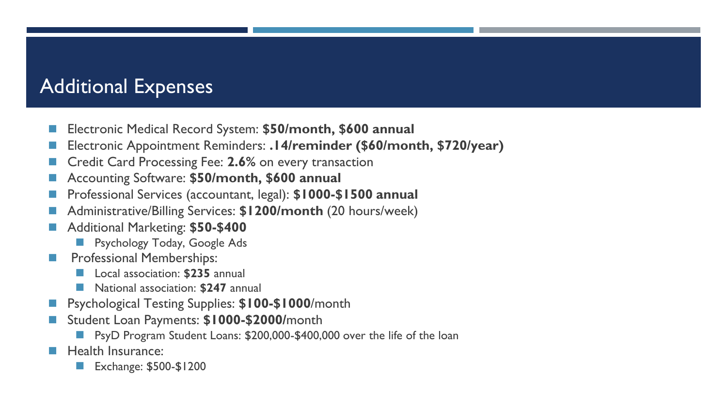# Additional Expenses

- Electronic Medical Record System: **$50/month, $600 annual**
- Electronic Appointment Reminders: **.14/reminder ($60/month, $720/year)**
- Credit Card Processing Fee: **2.6%** on every transaction
- Accounting Software: **$50/month, $600 annual**
- Professional Services (accountant, legal): **$1000-$1500 annual**
- Administrative/Billing Services: **$1200/month** (20 hours/week)
- Additional Marketing: **$50-$400**
  - Psychology Today, Google Ads
- Professional Memberships:
  - Local association: **$235** annual
  - National association: **$247** annual
- Psychological Testing Supplies: **$100-$1000**/month
- Student Loan Payments: **$1000-$2000**/month
  - PsyD Program Student Loans: $200,000-$400,000 over the life of the loan
- Health Insurance:
  - Exchange: $500-$1200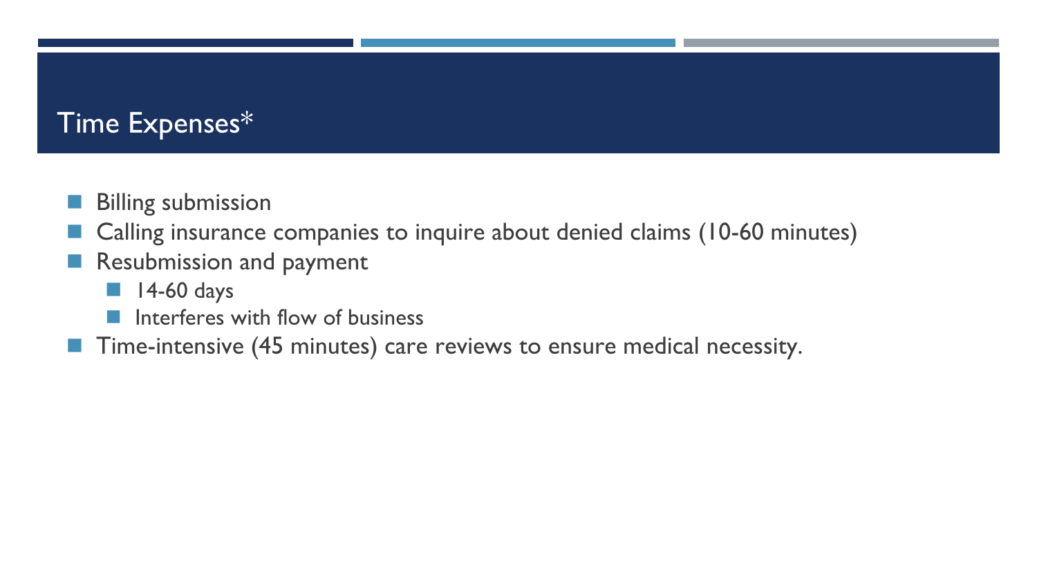# Time Expenses*

- Billing submission
- Calling insurance companies to inquire about denied claims (10-60 minutes)
- Resubmission and payment
  - 14-60 days
  - Interferes with flow of business
- Time-intensive (45 minutes) care reviews to ensure medical necessity.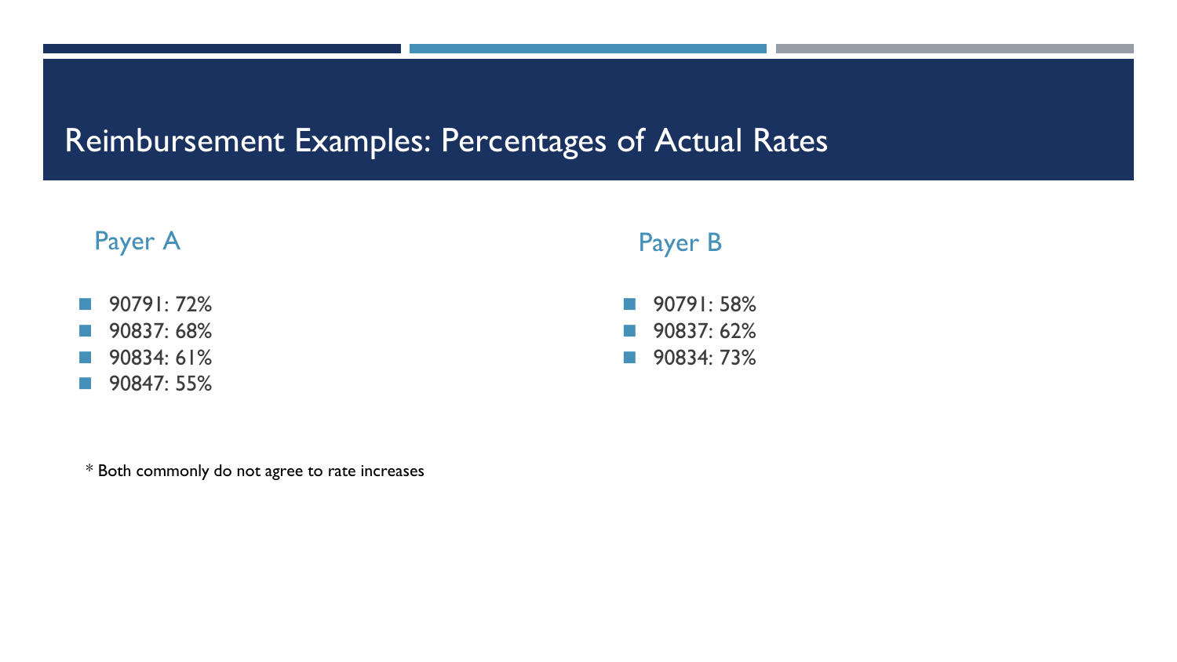# Reimbursement Examples: Percentages of Actual Rates

## Payer A

- 90791: 72%
- 90837: 68%
- 90834: 61%
- 90847: 55%

## Payer B

- 90791: 58%
- 90837: 62%
- 90834: 73%

* Both commonly do not agree to rate increases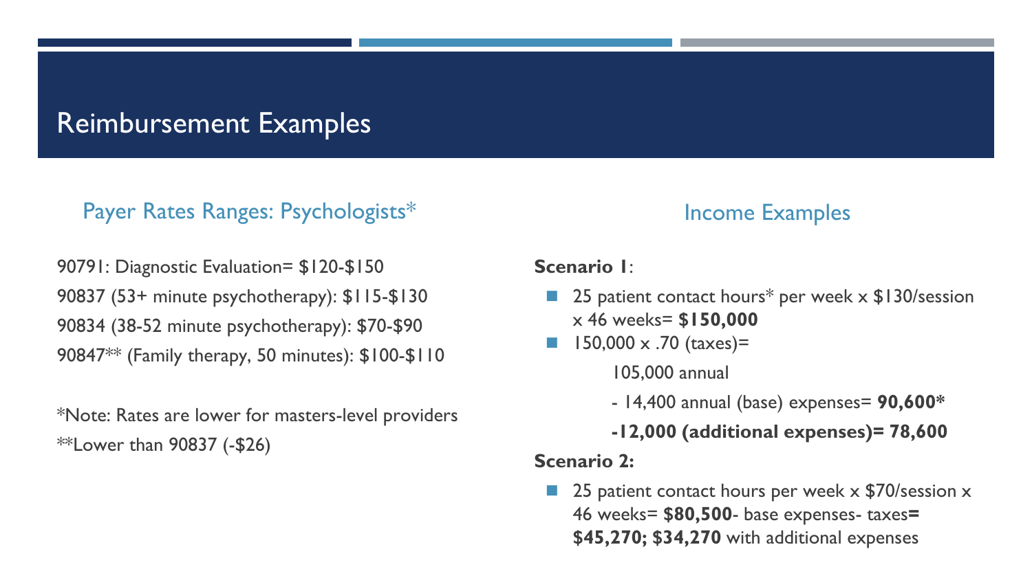# Reimbursement Examples

## Payer Rates Ranges: Psychologists*

90791: Diagnostic Evaluation= $120-$150

90837 (53+ minute psychotherapy): $115-$130

90834 (38-52 minute psychotherapy): $70-$90

90847** (Family therapy, 50 minutes): $100-$110

*Note: Rates are lower for masters-level providers

**Lower than 90837 (-$26)

## Income Examples

**Scenario 1**:

- 25 patient contact hours* per week x $130/session x 46 weeks= **$150,000**
- 150,000 x .70 (taxes)=

  105,000 annual

  - 14,400 annual (base) expenses= **90,600***

  **-12,000 (additional expenses)= 78,600**

**Scenario 2:**

- 25 patient contact hours per week x $70/session x 46 weeks= **$80,500**- base expenses- taxes**= $45,270; $34,270** with additional expenses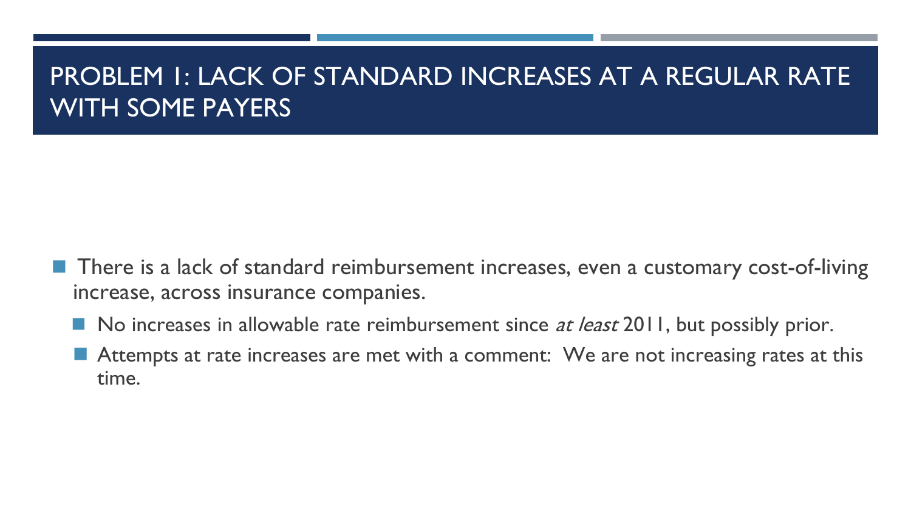# PROBLEM 1: LACK OF STANDARD INCREASES AT A REGULAR RATE WITH SOME PAYERS

- There is a lack of standard reimbursement increases, even a customary cost-of-living increase, across insurance companies.
  - No increases in allowable rate reimbursement since *at least* 2011, but possibly prior.
  - Attempts at rate increases are met with a comment: We are not increasing rates at this time.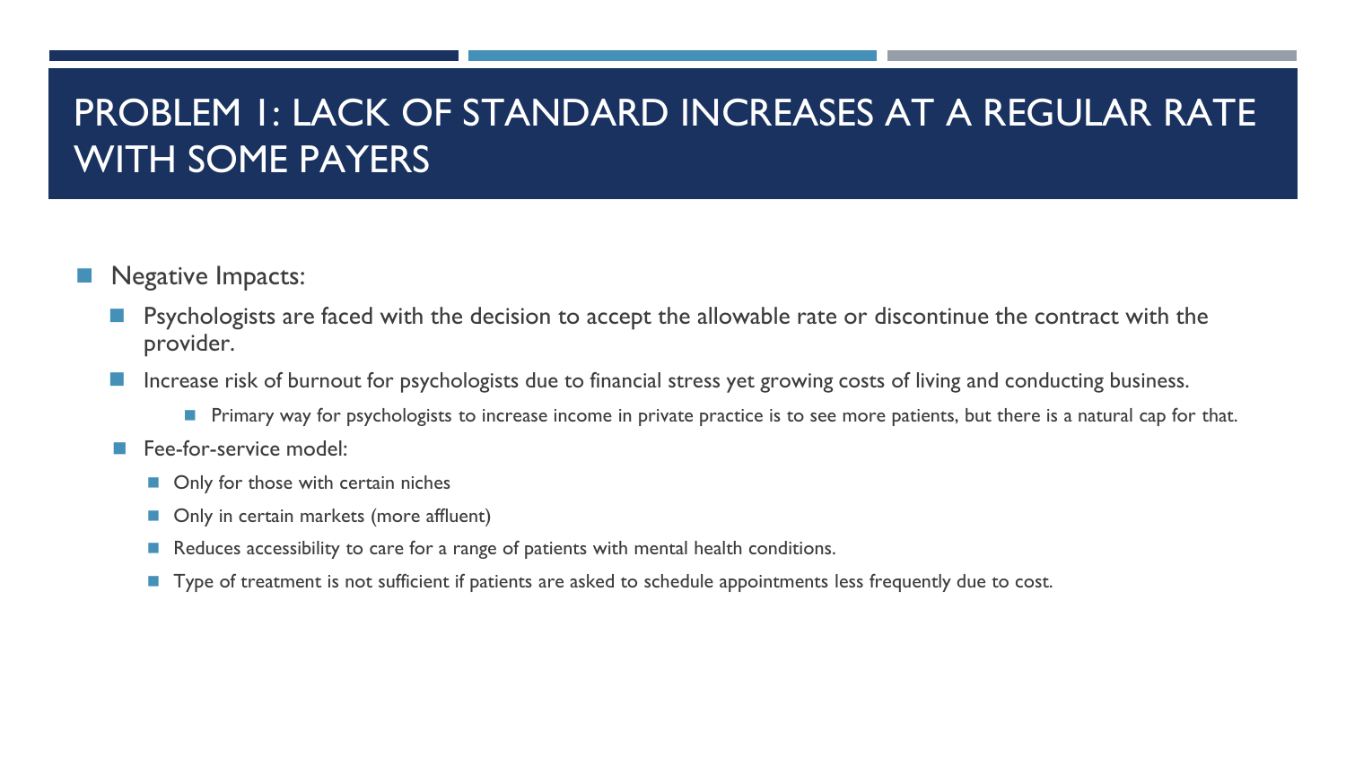# PROBLEM 1: LACK OF STANDARD INCREASES AT A REGULAR RATE WITH SOME PAYERS

- Negative Impacts:
  - Psychologists are faced with the decision to accept the allowable rate or discontinue the contract with the provider.
  - Increase risk of burnout for psychologists due to financial stress yet growing costs of living and conducting business.
    - Primary way for psychologists to increase income in private practice is to see more patients, but there is a natural cap for that.
  - Fee-for-service model:
    - Only for those with certain niches
    - Only in certain markets (more affluent)
    - Reduces accessibility to care for a range of patients with mental health conditions.
    - Type of treatment is not sufficient if patients are asked to schedule appointments less frequently due to cost.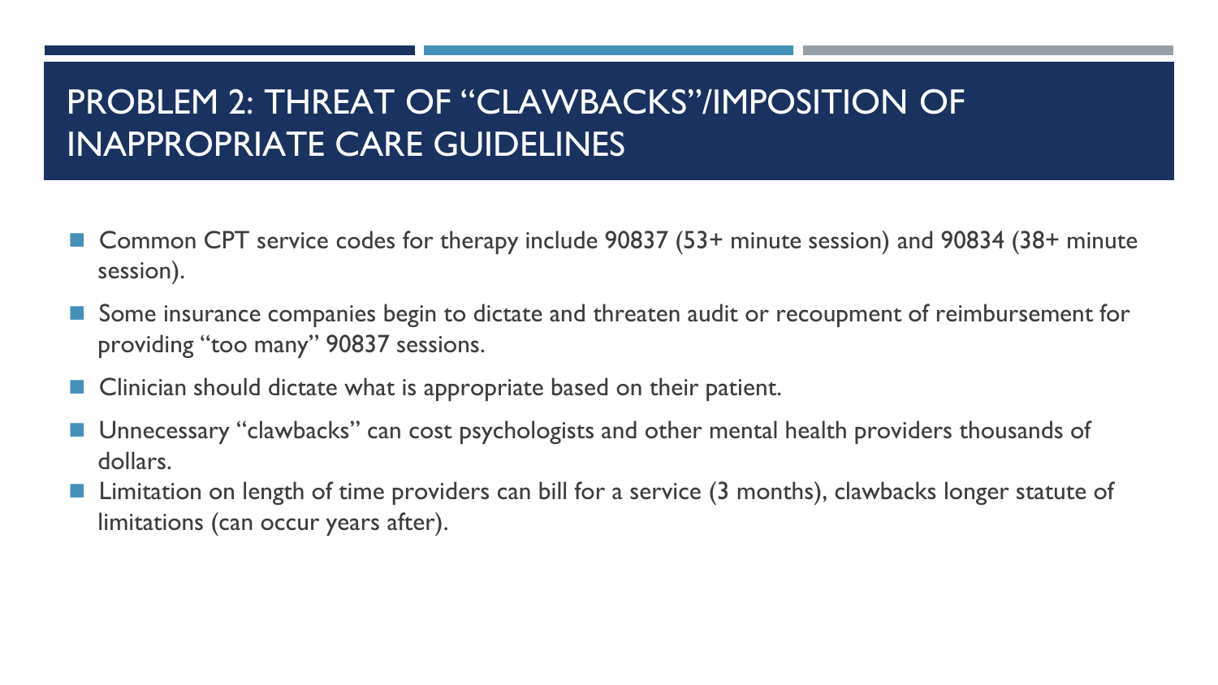# PROBLEM 2: THREAT OF "CLAWBACKS"/IMPOSITION OF INAPPROPRIATE CARE GUIDELINES

- Common CPT service codes for therapy include 90837 (53+ minute session) and 90834 (38+ minute session).
- Some insurance companies begin to dictate and threaten audit or recoupment of reimbursement for providing "too many" 90837 sessions.
- Clinician should dictate what is appropriate based on their patient.
- Unnecessary "clawbacks" can cost psychologists and other mental health providers thousands of dollars.
- Limitation on length of time providers can bill for a service (3 months), clawbacks longer statute of limitations (can occur years after).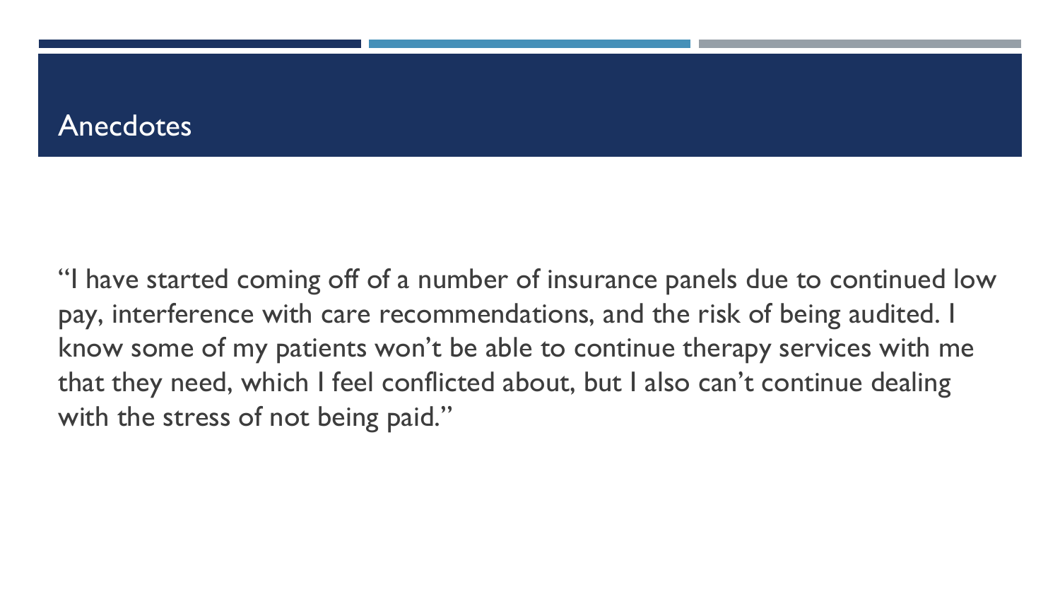# Anecdotes

"I have started coming off of a number of insurance panels due to continued low pay, interference with care recommendations, and the risk of being audited. I know some of my patients won't be able to continue therapy services with me that they need, which I feel conflicted about, but I also can't continue dealing with the stress of not being paid."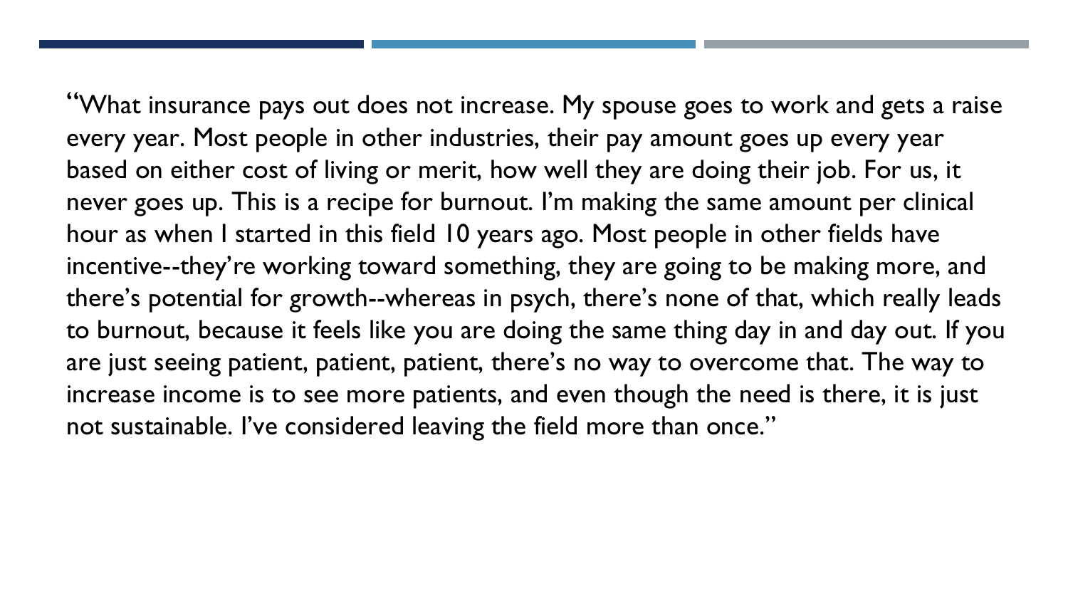"What insurance pays out does not increase. My spouse goes to work and gets a raise every year. Most people in other industries, their pay amount goes up every year based on either cost of living or merit, how well they are doing their job. For us, it never goes up. This is a recipe for burnout. I'm making the same amount per clinical hour as when I started in this field 10 years ago. Most people in other fields have incentive--they're working toward something, they are going to be making more, and there's potential for growth--whereas in psych, there's none of that, which really leads to burnout, because it feels like you are doing the same thing day in and day out. If you are just seeing patient, patient, patient, there's no way to overcome that. The way to increase income is to see more patients, and even though the need is there, it is just not sustainable. I've considered leaving the field more than once."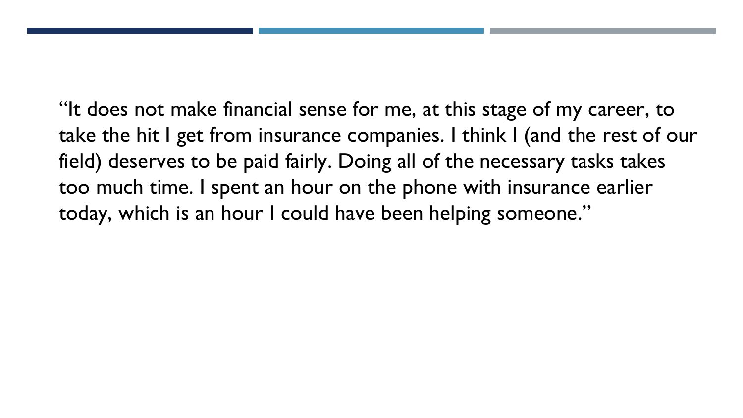"It does not make financial sense for me, at this stage of my career, to take the hit I get from insurance companies. I think I (and the rest of our field) deserves to be paid fairly. Doing all of the necessary tasks takes too much time. I spent an hour on the phone with insurance earlier today, which is an hour I could have been helping someone."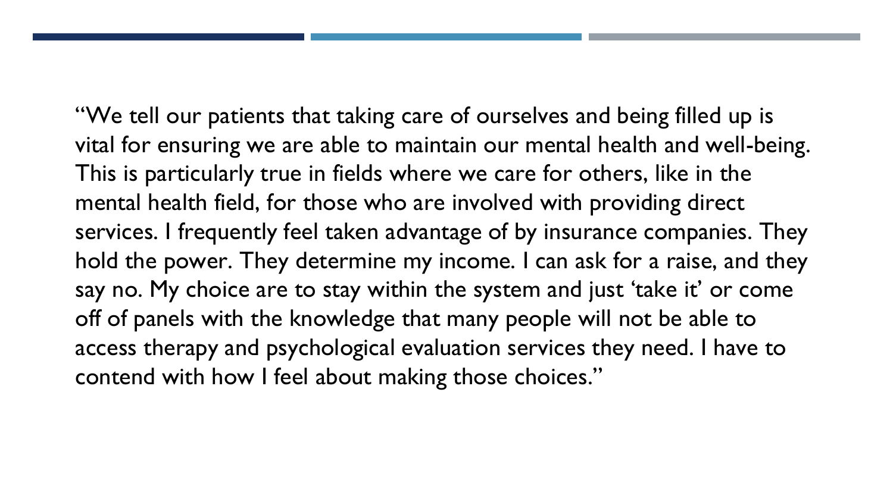"We tell our patients that taking care of ourselves and being filled up is vital for ensuring we are able to maintain our mental health and well-being. This is particularly true in fields where we care for others, like in the mental health field, for those who are involved with providing direct services. I frequently feel taken advantage of by insurance companies. They hold the power. They determine my income. I can ask for a raise, and they say no. My choice are to stay within the system and just 'take it' or come off of panels with the knowledge that many people will not be able to access therapy and psychological evaluation services they need. I have to contend with how I feel about making those choices."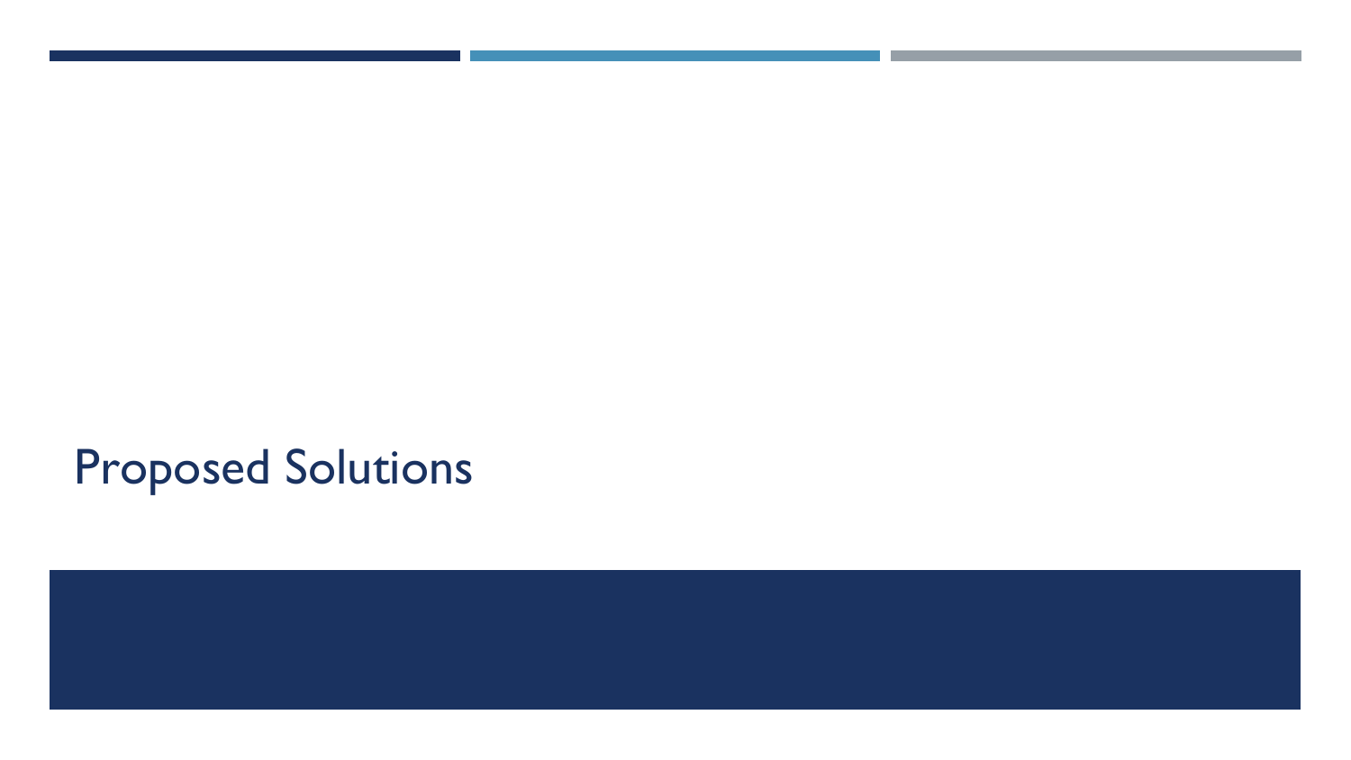# Proposed Solutions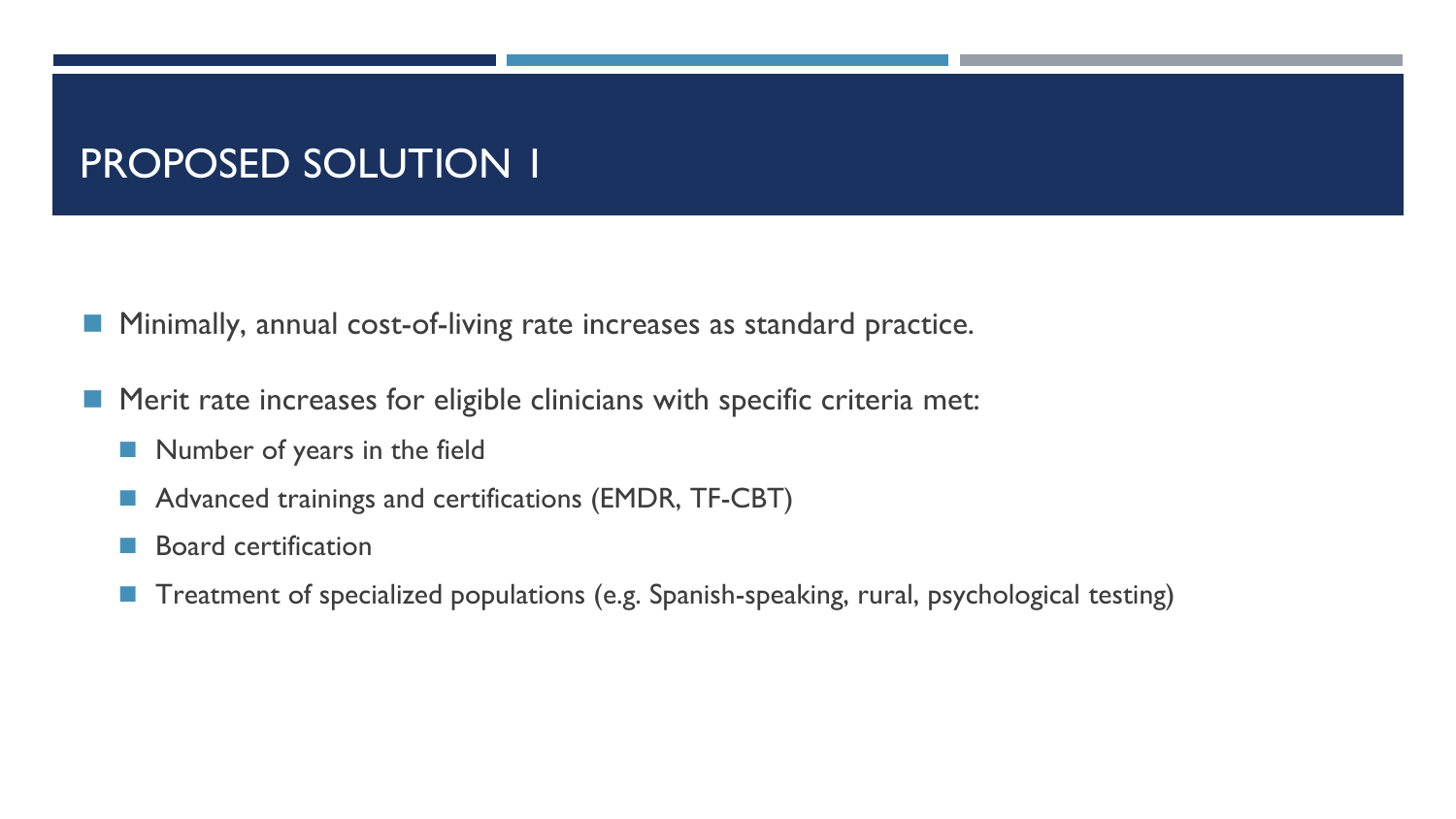# PROPOSED SOLUTION 1

- Minimally, annual cost-of-living rate increases as standard practice.
- Merit rate increases for eligible clinicians with specific criteria met:
  - Number of years in the field
  - Advanced trainings and certifications (EMDR, TF-CBT)
  - Board certification
  - Treatment of specialized populations (e.g. Spanish-speaking, rural, psychological testing)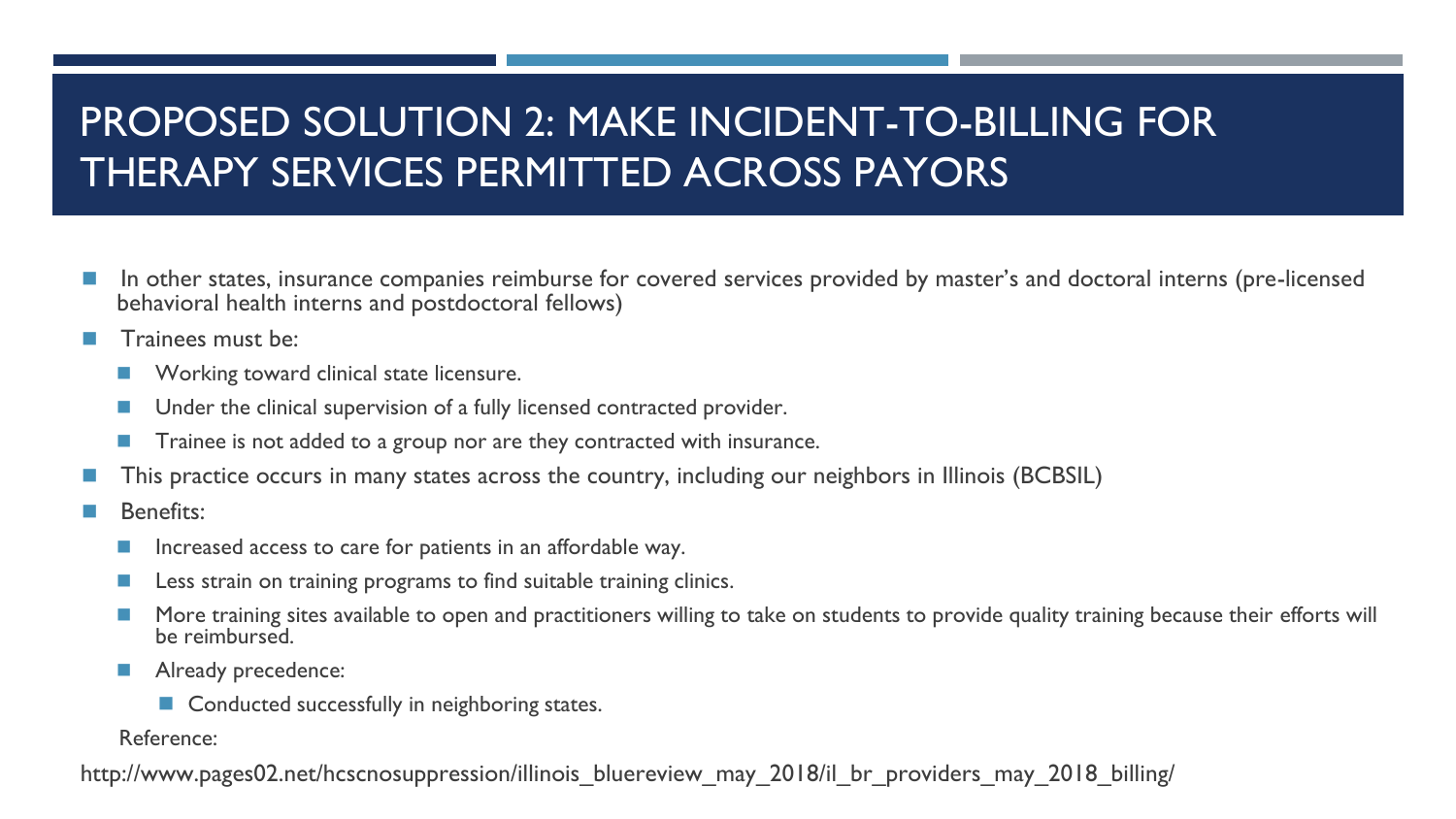# PROPOSED SOLUTION 2: MAKE INCIDENT-TO-BILLING FOR THERAPY SERVICES PERMITTED ACROSS PAYORS

- In other states, insurance companies reimburse for covered services provided by master's and doctoral interns (pre-licensed behavioral health interns and postdoctoral fellows)
- Trainees must be:
  - Working toward clinical state licensure.
  - Under the clinical supervision of a fully licensed contracted provider.
  - Trainee is not added to a group nor are they contracted with insurance.
- This practice occurs in many states across the country, including our neighbors in Illinois (BCBSIL)
- Benefits:
  - Increased access to care for patients in an affordable way.
  - Less strain on training programs to find suitable training clinics.
  - More training sites available to open and practitioners willing to take on students to provide quality training because their efforts will be reimbursed.
  - Already precedence:
    - Conducted successfully in neighboring states.

Reference:

http://www.pages02.net/hcscnosuppression/illinois_bluereview_may_2018/il_br_providers_may_2018_billing/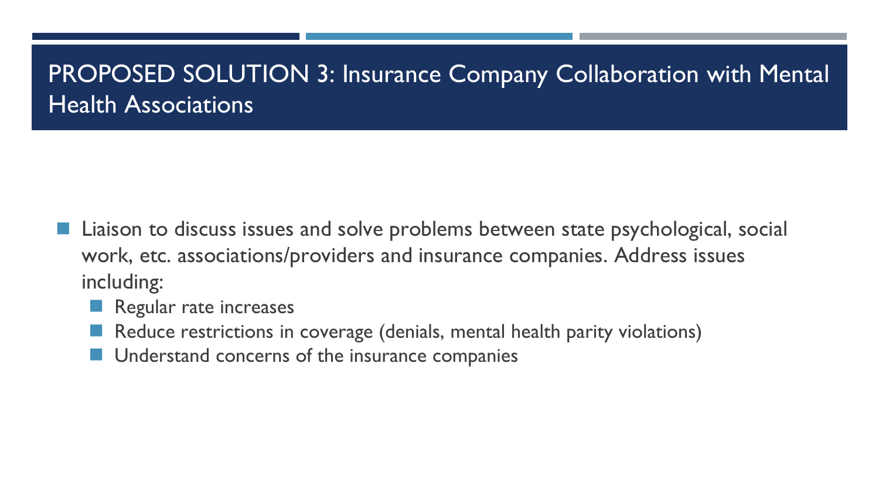# PROPOSED SOLUTION 3: Insurance Company Collaboration with Mental Health Associations

- Liaison to discuss issues and solve problems between state psychological, social work, etc. associations/providers and insurance companies. Address issues including:
  - Regular rate increases
  - Reduce restrictions in coverage (denials, mental health parity violations)
  - Understand concerns of the insurance companies